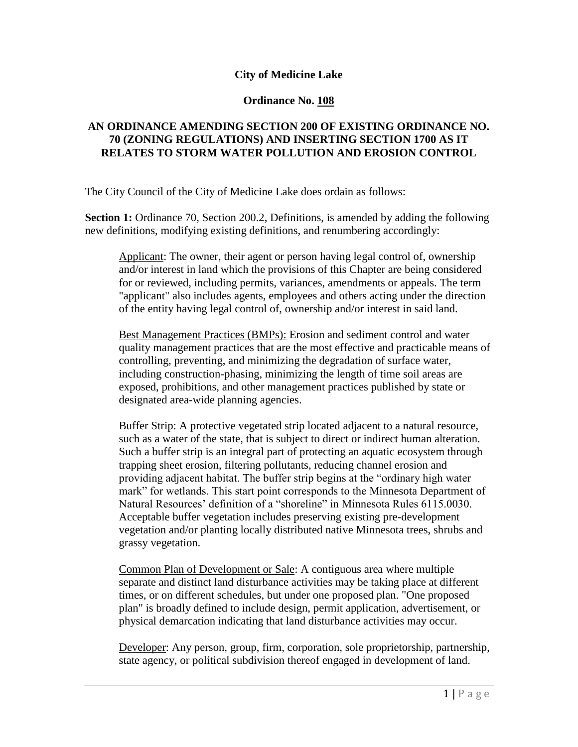# City of Medicine Lake

## Ordinance No. 108

### AN ORDINANCE AMENDING SECTION 200 OF EXISTING ORDINANCE NO. 70 (ZONING REGULATIONS) AND INSERTING SECTION 1700 AS IT RELATES TO STORM WATER POLLUTION AND EROSION CONTROL

The City Council of the City of Medicine Lake does ordain as follows:

**Section 1:** Ordinance 70, Section 200.2, Definitions, is amended by adding the following new definitions, modifying existing definitions, and renumbering accordingly:

> Applicant: The owner, their agent or person having legal control of, ownership and/or interest in land which the provisions of this Chapter are being considered for or reviewed, including permits, variances, amendments or appeals. The term "applicant" also includes agents, employees and others acting under the direction of the entity having legal control of, ownership and/or interest in said land.
>
> Best Management Practices (BMPs): Erosion and sediment control and water quality management practices that are the most effective and practicable means of controlling, preventing, and minimizing the degradation of surface water, including construction-phasing, minimizing the length of time soil areas are exposed, prohibitions, and other management practices published by state or designated area-wide planning agencies.
>
> Buffer Strip: A protective vegetated strip located adjacent to a natural resource, such as a water of the state, that is subject to direct or indirect human alteration. Such a buffer strip is an integral part of protecting an aquatic ecosystem through trapping sheet erosion, filtering pollutants, reducing channel erosion and providing adjacent habitat. The buffer strip begins at the "ordinary high water mark" for wetlands. This start point corresponds to the Minnesota Department of Natural Resources' definition of a "shoreline" in Minnesota Rules 6115.0030. Acceptable buffer vegetation includes preserving existing pre-development vegetation and/or planting locally distributed native Minnesota trees, shrubs and grassy vegetation.
>
> Common Plan of Development or Sale: A contiguous area where multiple separate and distinct land disturbance activities may be taking place at different times, or on different schedules, but under one proposed plan. "One proposed plan" is broadly defined to include design, permit application, advertisement, or physical demarcation indicating that land disturbance activities may occur.
>
> Developer: Any person, group, firm, corporation, sole proprietorship, partnership, state agency, or political subdivision thereof engaged in development of land.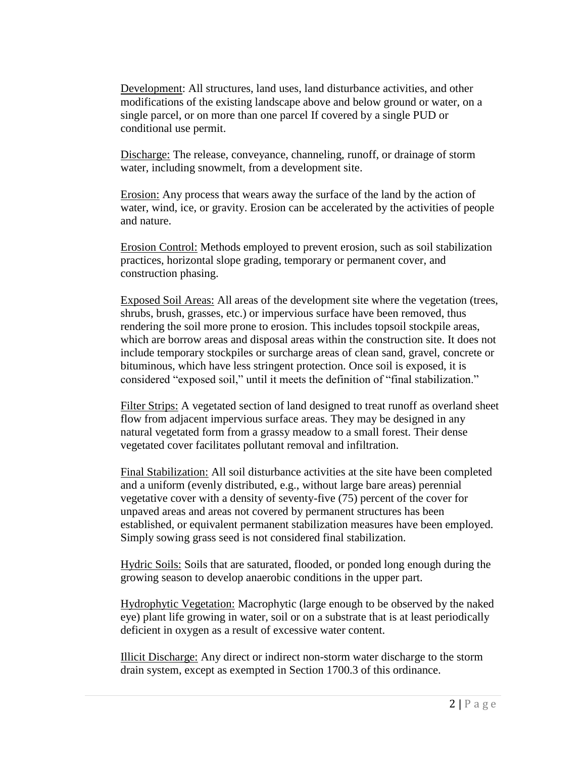Development: All structures, land uses, land disturbance activities, and other modifications of the existing landscape above and below ground or water, on a single parcel, or on more than one parcel If covered by a single PUD or conditional use permit.

Discharge: The release, conveyance, channeling, runoff, or drainage of storm water, including snowmelt, from a development site.

Erosion: Any process that wears away the surface of the land by the action of water, wind, ice, or gravity. Erosion can be accelerated by the activities of people and nature.

Erosion Control: Methods employed to prevent erosion, such as soil stabilization practices, horizontal slope grading, temporary or permanent cover, and construction phasing.

Exposed Soil Areas: All areas of the development site where the vegetation (trees, shrubs, brush, grasses, etc.) or impervious surface have been removed, thus rendering the soil more prone to erosion. This includes topsoil stockpile areas, which are borrow areas and disposal areas within the construction site. It does not include temporary stockpiles or surcharge areas of clean sand, gravel, concrete or bituminous, which have less stringent protection. Once soil is exposed, it is considered "exposed soil," until it meets the definition of "final stabilization."

Filter Strips: A vegetated section of land designed to treat runoff as overland sheet flow from adjacent impervious surface areas. They may be designed in any natural vegetated form from a grassy meadow to a small forest. Their dense vegetated cover facilitates pollutant removal and infiltration.

Final Stabilization: All soil disturbance activities at the site have been completed and a uniform (evenly distributed, e.g., without large bare areas) perennial vegetative cover with a density of seventy-five (75) percent of the cover for unpaved areas and areas not covered by permanent structures has been established, or equivalent permanent stabilization measures have been employed. Simply sowing grass seed is not considered final stabilization.

Hydric Soils: Soils that are saturated, flooded, or ponded long enough during the growing season to develop anaerobic conditions in the upper part.

Hydrophytic Vegetation: Macrophytic (large enough to be observed by the naked eye) plant life growing in water, soil or on a substrate that is at least periodically deficient in oxygen as a result of excessive water content.

Illicit Discharge: Any direct or indirect non-storm water discharge to the storm drain system, except as exempted in Section 1700.3 of this ordinance.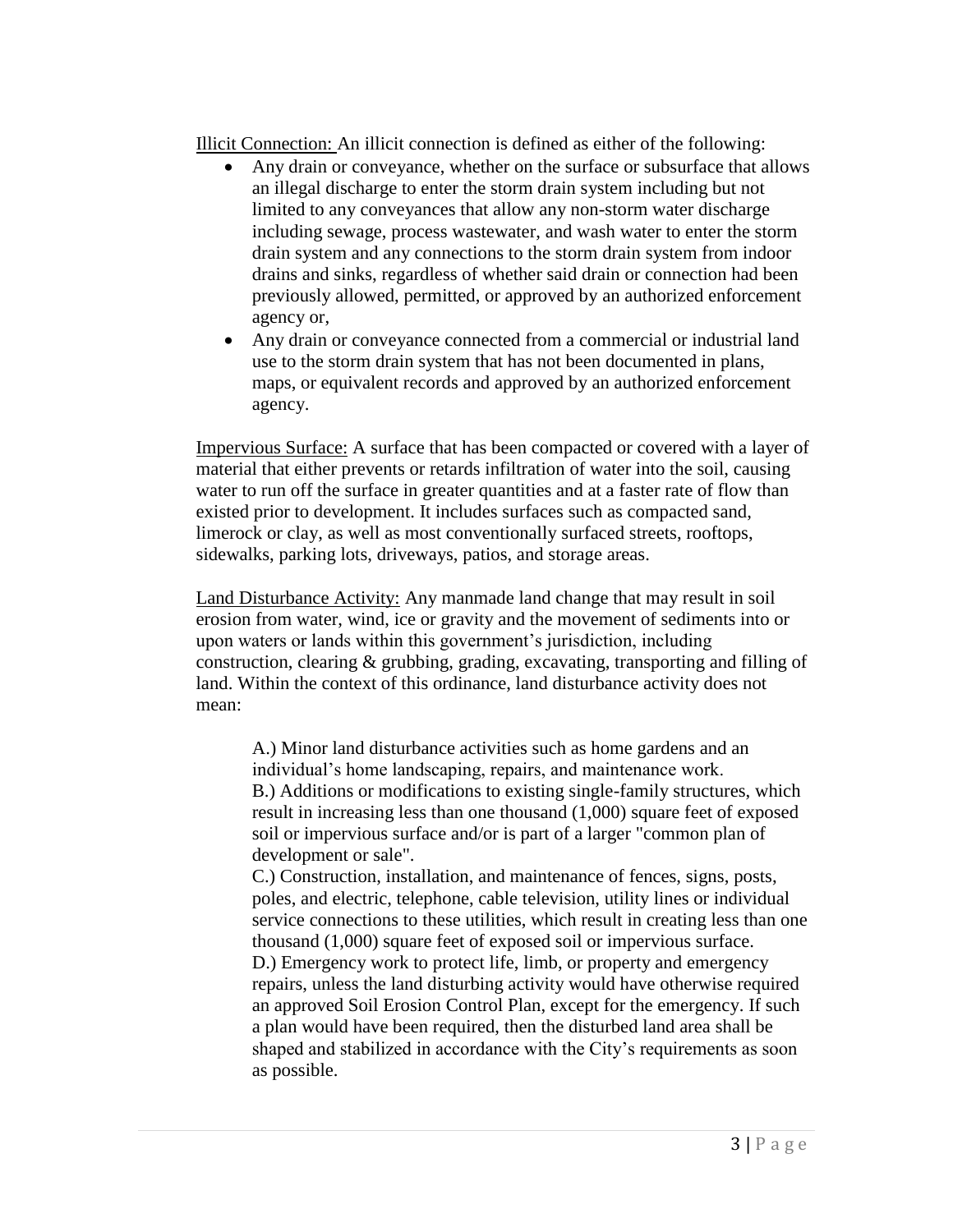Illicit Connection: An illicit connection is defined as either of the following:

- Any drain or conveyance, whether on the surface or subsurface that allows an illegal discharge to enter the storm drain system including but not limited to any conveyances that allow any non-storm water discharge including sewage, process wastewater, and wash water to enter the storm drain system and any connections to the storm drain system from indoor drains and sinks, regardless of whether said drain or connection had been previously allowed, permitted, or approved by an authorized enforcement agency or,
- Any drain or conveyance connected from a commercial or industrial land use to the storm drain system that has not been documented in plans, maps, or equivalent records and approved by an authorized enforcement agency.

Impervious Surface: A surface that has been compacted or covered with a layer of material that either prevents or retards infiltration of water into the soil, causing water to run off the surface in greater quantities and at a faster rate of flow than existed prior to development. It includes surfaces such as compacted sand, limerock or clay, as well as most conventionally surfaced streets, rooftops, sidewalks, parking lots, driveways, patios, and storage areas.

Land Disturbance Activity: Any manmade land change that may result in soil erosion from water, wind, ice or gravity and the movement of sediments into or upon waters or lands within this government's jurisdiction, including construction, clearing & grubbing, grading, excavating, transporting and filling of land. Within the context of this ordinance, land disturbance activity does not mean:

A.) Minor land disturbance activities such as home gardens and an individual's home landscaping, repairs, and maintenance work.
B.) Additions or modifications to existing single-family structures, which result in increasing less than one thousand (1,000) square feet of exposed soil or impervious surface and/or is part of a larger "common plan of development or sale".
C.) Construction, installation, and maintenance of fences, signs, posts, poles, and electric, telephone, cable television, utility lines or individual service connections to these utilities, which result in creating less than one thousand (1,000) square feet of exposed soil or impervious surface.
D.) Emergency work to protect life, limb, or property and emergency repairs, unless the land disturbing activity would have otherwise required an approved Soil Erosion Control Plan, except for the emergency. If such a plan would have been required, then the disturbed land area shall be shaped and stabilized in accordance with the City's requirements as soon as possible.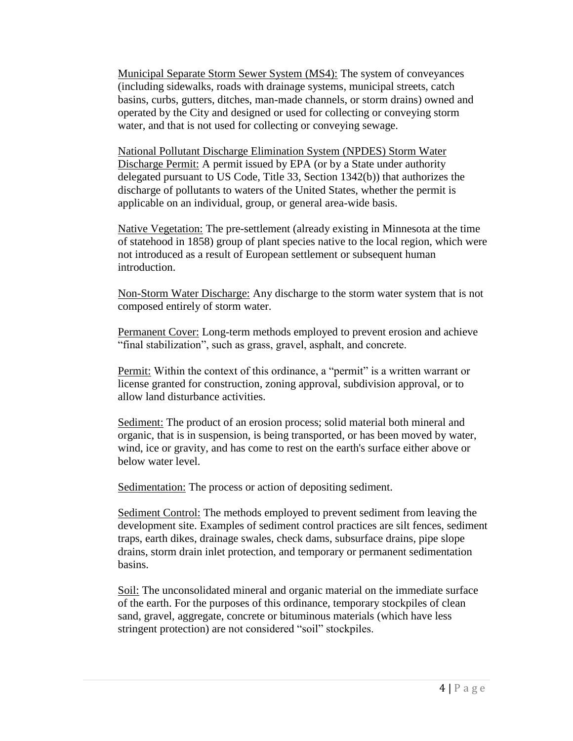<u>Municipal Separate Storm Sewer System (MS4):</u> The system of conveyances (including sidewalks, roads with drainage systems, municipal streets, catch basins, curbs, gutters, ditches, man-made channels, or storm drains) owned and operated by the City and designed or used for collecting or conveying storm water, and that is not used for collecting or conveying sewage.

<u>National Pollutant Discharge Elimination System (NPDES) Storm Water Discharge Permit:</u> A permit issued by EPA (or by a State under authority delegated pursuant to US Code, Title 33, Section 1342(b)) that authorizes the discharge of pollutants to waters of the United States, whether the permit is applicable on an individual, group, or general area-wide basis.

<u>Native Vegetation:</u> The pre-settlement (already existing in Minnesota at the time of statehood in 1858) group of plant species native to the local region, which were not introduced as a result of European settlement or subsequent human introduction.

<u>Non-Storm Water Discharge:</u> Any discharge to the storm water system that is not composed entirely of storm water.

<u>Permanent Cover:</u> Long-term methods employed to prevent erosion and achieve "final stabilization", such as grass, gravel, asphalt, and concrete.

<u>Permit:</u> Within the context of this ordinance, a "permit" is a written warrant or license granted for construction, zoning approval, subdivision approval, or to allow land disturbance activities.

<u>Sediment:</u> The product of an erosion process; solid material both mineral and organic, that is in suspension, is being transported, or has been moved by water, wind, ice or gravity, and has come to rest on the earth's surface either above or below water level.

<u>Sedimentation:</u> The process or action of depositing sediment.

<u>Sediment Control:</u> The methods employed to prevent sediment from leaving the development site. Examples of sediment control practices are silt fences, sediment traps, earth dikes, drainage swales, check dams, subsurface drains, pipe slope drains, storm drain inlet protection, and temporary or permanent sedimentation basins.

<u>Soil:</u> The unconsolidated mineral and organic material on the immediate surface of the earth. For the purposes of this ordinance, temporary stockpiles of clean sand, gravel, aggregate, concrete or bituminous materials (which have less stringent protection) are not considered "soil" stockpiles.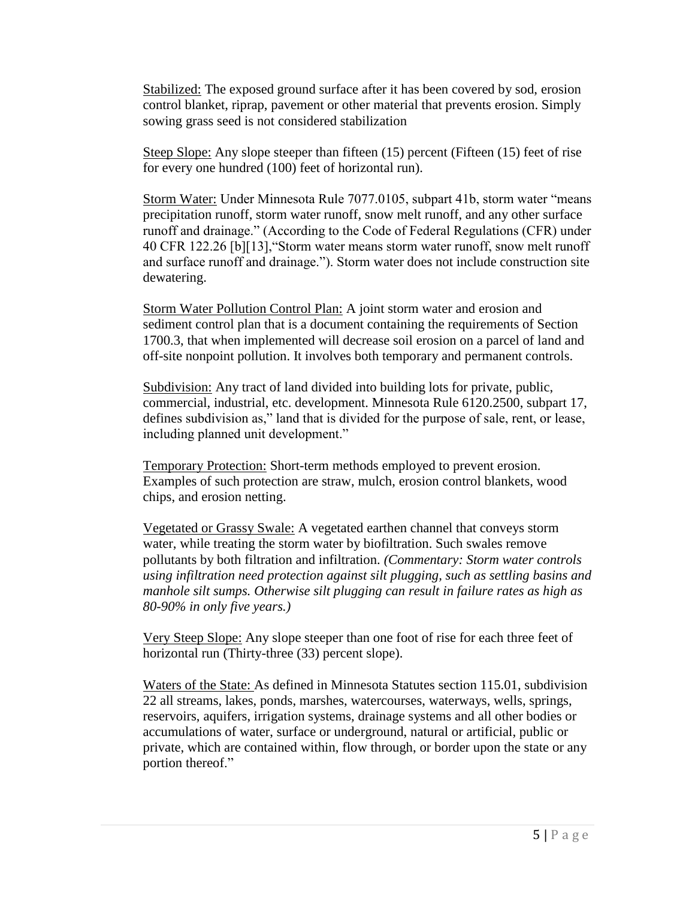Stabilized: The exposed ground surface after it has been covered by sod, erosion control blanket, riprap, pavement or other material that prevents erosion. Simply sowing grass seed is not considered stabilization

Steep Slope: Any slope steeper than fifteen (15) percent (Fifteen (15) feet of rise for every one hundred (100) feet of horizontal run).

Storm Water: Under Minnesota Rule 7077.0105, subpart 41b, storm water "means precipitation runoff, storm water runoff, snow melt runoff, and any other surface runoff and drainage." (According to the Code of Federal Regulations (CFR) under 40 CFR 122.26 [b][13],"Storm water means storm water runoff, snow melt runoff and surface runoff and drainage."). Storm water does not include construction site dewatering.

Storm Water Pollution Control Plan: A joint storm water and erosion and sediment control plan that is a document containing the requirements of Section 1700.3, that when implemented will decrease soil erosion on a parcel of land and off-site nonpoint pollution. It involves both temporary and permanent controls.

Subdivision: Any tract of land divided into building lots for private, public, commercial, industrial, etc. development. Minnesota Rule 6120.2500, subpart 17, defines subdivision as," land that is divided for the purpose of sale, rent, or lease, including planned unit development."

Temporary Protection: Short-term methods employed to prevent erosion. Examples of such protection are straw, mulch, erosion control blankets, wood chips, and erosion netting.

Vegetated or Grassy Swale: A vegetated earthen channel that conveys storm water, while treating the storm water by biofiltration. Such swales remove pollutants by both filtration and infiltration. *(Commentary: Storm water controls using infiltration need protection against silt plugging, such as settling basins and manhole silt sumps. Otherwise silt plugging can result in failure rates as high as 80-90% in only five years.)*

Very Steep Slope: Any slope steeper than one foot of rise for each three feet of horizontal run (Thirty-three (33) percent slope).

Waters of the State: As defined in Minnesota Statutes section 115.01, subdivision 22 all streams, lakes, ponds, marshes, watercourses, waterways, wells, springs, reservoirs, aquifers, irrigation systems, drainage systems and all other bodies or accumulations of water, surface or underground, natural or artificial, public or private, which are contained within, flow through, or border upon the state or any portion thereof."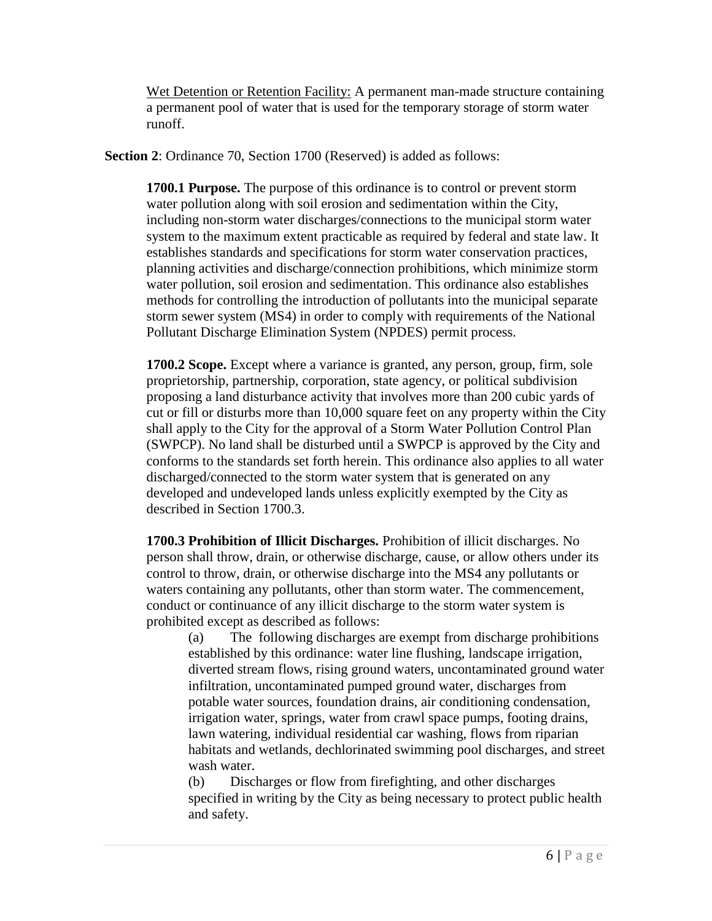Wet Detention or Retention Facility: A permanent man-made structure containing a permanent pool of water that is used for the temporary storage of storm water runoff.

**Section 2**: Ordinance 70, Section 1700 (Reserved) is added as follows:

**1700.1 Purpose.** The purpose of this ordinance is to control or prevent storm water pollution along with soil erosion and sedimentation within the City, including non-storm water discharges/connections to the municipal storm water system to the maximum extent practicable as required by federal and state law. It establishes standards and specifications for storm water conservation practices, planning activities and discharge/connection prohibitions, which minimize storm water pollution, soil erosion and sedimentation. This ordinance also establishes methods for controlling the introduction of pollutants into the municipal separate storm sewer system (MS4) in order to comply with requirements of the National Pollutant Discharge Elimination System (NPDES) permit process.

**1700.2 Scope.** Except where a variance is granted, any person, group, firm, sole proprietorship, partnership, corporation, state agency, or political subdivision proposing a land disturbance activity that involves more than 200 cubic yards of cut or fill or disturbs more than 10,000 square feet on any property within the City shall apply to the City for the approval of a Storm Water Pollution Control Plan (SWPCP). No land shall be disturbed until a SWPCP is approved by the City and conforms to the standards set forth herein. This ordinance also applies to all water discharged/connected to the storm water system that is generated on any developed and undeveloped lands unless explicitly exempted by the City as described in Section 1700.3.

**1700.3 Prohibition of Illicit Discharges.** Prohibition of illicit discharges. No person shall throw, drain, or otherwise discharge, cause, or allow others under its control to throw, drain, or otherwise discharge into the MS4 any pollutants or waters containing any pollutants, other than storm water. The commencement, conduct or continuance of any illicit discharge to the storm water system is prohibited except as described as follows:

(a) The following discharges are exempt from discharge prohibitions established by this ordinance: water line flushing, landscape irrigation, diverted stream flows, rising ground waters, uncontaminated ground water infiltration, uncontaminated pumped ground water, discharges from potable water sources, foundation drains, air conditioning condensation, irrigation water, springs, water from crawl space pumps, footing drains, lawn watering, individual residential car washing, flows from riparian habitats and wetlands, dechlorinated swimming pool discharges, and street wash water.

(b) Discharges or flow from firefighting, and other discharges specified in writing by the City as being necessary to protect public health and safety.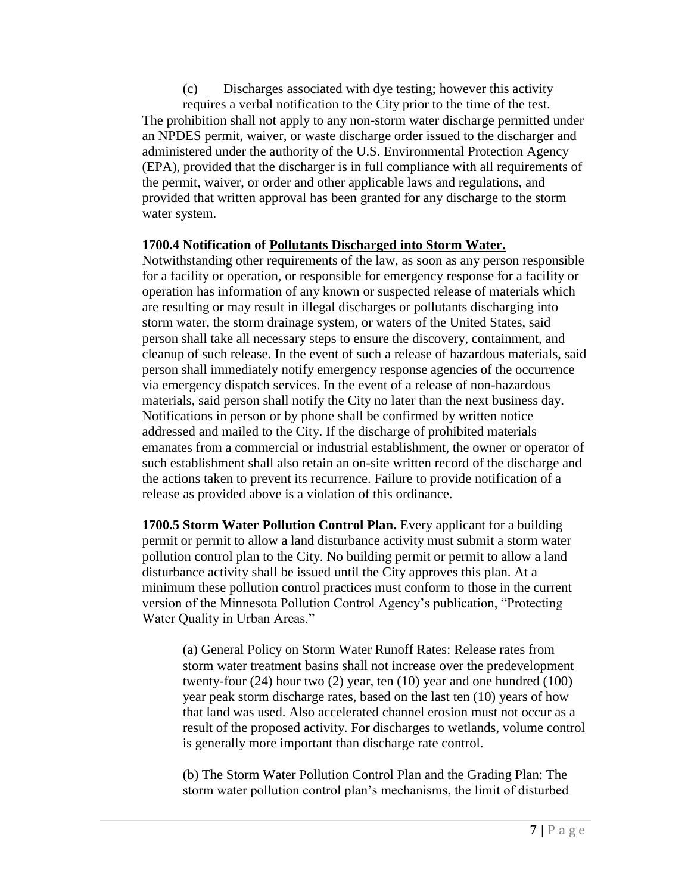(c) Discharges associated with dye testing; however this activity requires a verbal notification to the City prior to the time of the test.

The prohibition shall not apply to any non-storm water discharge permitted under an NPDES permit, waiver, or waste discharge order issued to the discharger and administered under the authority of the U.S. Environmental Protection Agency (EPA), provided that the discharger is in full compliance with all requirements of the permit, waiver, or order and other applicable laws and regulations, and provided that written approval has been granted for any discharge to the storm water system.

**1700.4 Notification of <u>Pollutants Discharged into Storm Water.</u>**

Notwithstanding other requirements of the law, as soon as any person responsible for a facility or operation, or responsible for emergency response for a facility or operation has information of any known or suspected release of materials which are resulting or may result in illegal discharges or pollutants discharging into storm water, the storm drainage system, or waters of the United States, said person shall take all necessary steps to ensure the discovery, containment, and cleanup of such release. In the event of such a release of hazardous materials, said person shall immediately notify emergency response agencies of the occurrence via emergency dispatch services. In the event of a release of non-hazardous materials, said person shall notify the City no later than the next business day. Notifications in person or by phone shall be confirmed by written notice addressed and mailed to the City. If the discharge of prohibited materials emanates from a commercial or industrial establishment, the owner or operator of such establishment shall also retain an on-site written record of the discharge and the actions taken to prevent its recurrence. Failure to provide notification of a release as provided above is a violation of this ordinance.

**1700.5 Storm Water Pollution Control Plan.** Every applicant for a building permit or permit to allow a land disturbance activity must submit a storm water pollution control plan to the City. No building permit or permit to allow a land disturbance activity shall be issued until the City approves this plan. At a minimum these pollution control practices must conform to those in the current version of the Minnesota Pollution Control Agency's publication, "Protecting Water Quality in Urban Areas."

(a) General Policy on Storm Water Runoff Rates: Release rates from storm water treatment basins shall not increase over the predevelopment twenty-four (24) hour two (2) year, ten (10) year and one hundred (100) year peak storm discharge rates, based on the last ten (10) years of how that land was used. Also accelerated channel erosion must not occur as a result of the proposed activity. For discharges to wetlands, volume control is generally more important than discharge rate control.

(b) The Storm Water Pollution Control Plan and the Grading Plan: The storm water pollution control plan's mechanisms, the limit of disturbed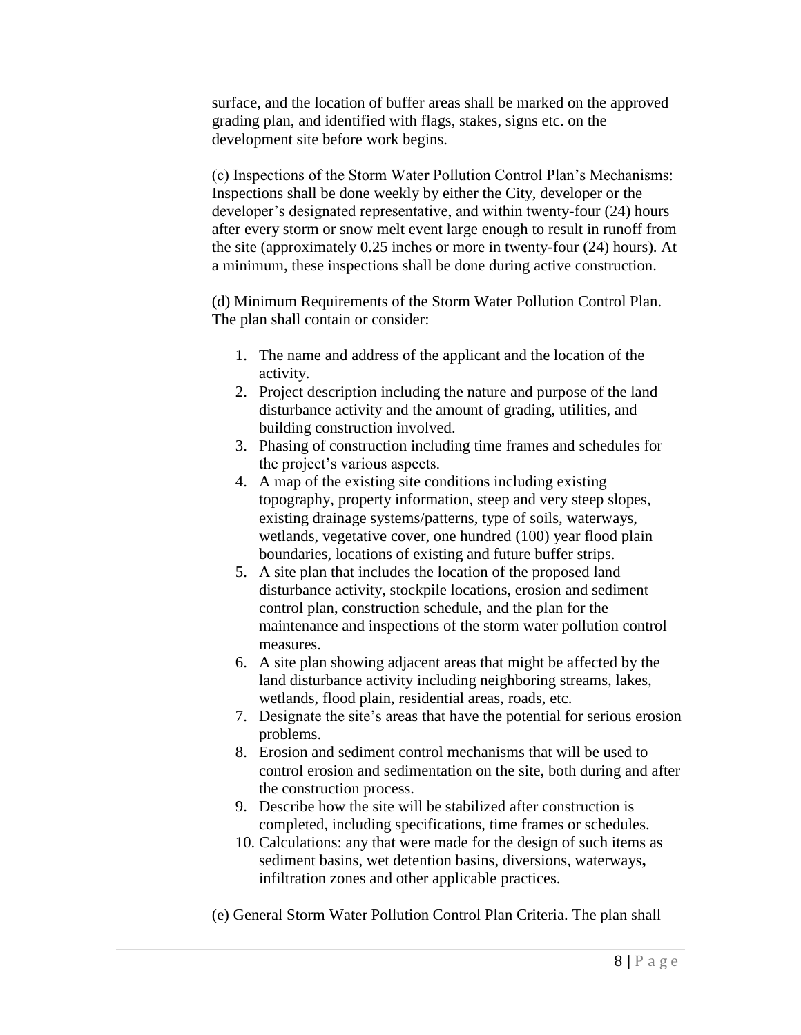surface, and the location of buffer areas shall be marked on the approved grading plan, and identified with flags, stakes, signs etc. on the development site before work begins.

(c) Inspections of the Storm Water Pollution Control Plan's Mechanisms: Inspections shall be done weekly by either the City, developer or the developer's designated representative, and within twenty-four (24) hours after every storm or snow melt event large enough to result in runoff from the site (approximately 0.25 inches or more in twenty-four (24) hours). At a minimum, these inspections shall be done during active construction.

(d) Minimum Requirements of the Storm Water Pollution Control Plan. The plan shall contain or consider:

1. The name and address of the applicant and the location of the activity.
2. Project description including the nature and purpose of the land disturbance activity and the amount of grading, utilities, and building construction involved.
3. Phasing of construction including time frames and schedules for the project's various aspects.
4. A map of the existing site conditions including existing topography, property information, steep and very steep slopes, existing drainage systems/patterns, type of soils, waterways, wetlands, vegetative cover, one hundred (100) year flood plain boundaries, locations of existing and future buffer strips.
5. A site plan that includes the location of the proposed land disturbance activity, stockpile locations, erosion and sediment control plan, construction schedule, and the plan for the maintenance and inspections of the storm water pollution control measures.
6. A site plan showing adjacent areas that might be affected by the land disturbance activity including neighboring streams, lakes, wetlands, flood plain, residential areas, roads, etc.
7. Designate the site's areas that have the potential for serious erosion problems.
8. Erosion and sediment control mechanisms that will be used to control erosion and sedimentation on the site, both during and after the construction process.
9. Describe how the site will be stabilized after construction is completed, including specifications, time frames or schedules.
10. Calculations: any that were made for the design of such items as sediment basins, wet detention basins, diversions, waterways**,** infiltration zones and other applicable practices.

(e) General Storm Water Pollution Control Plan Criteria. The plan shall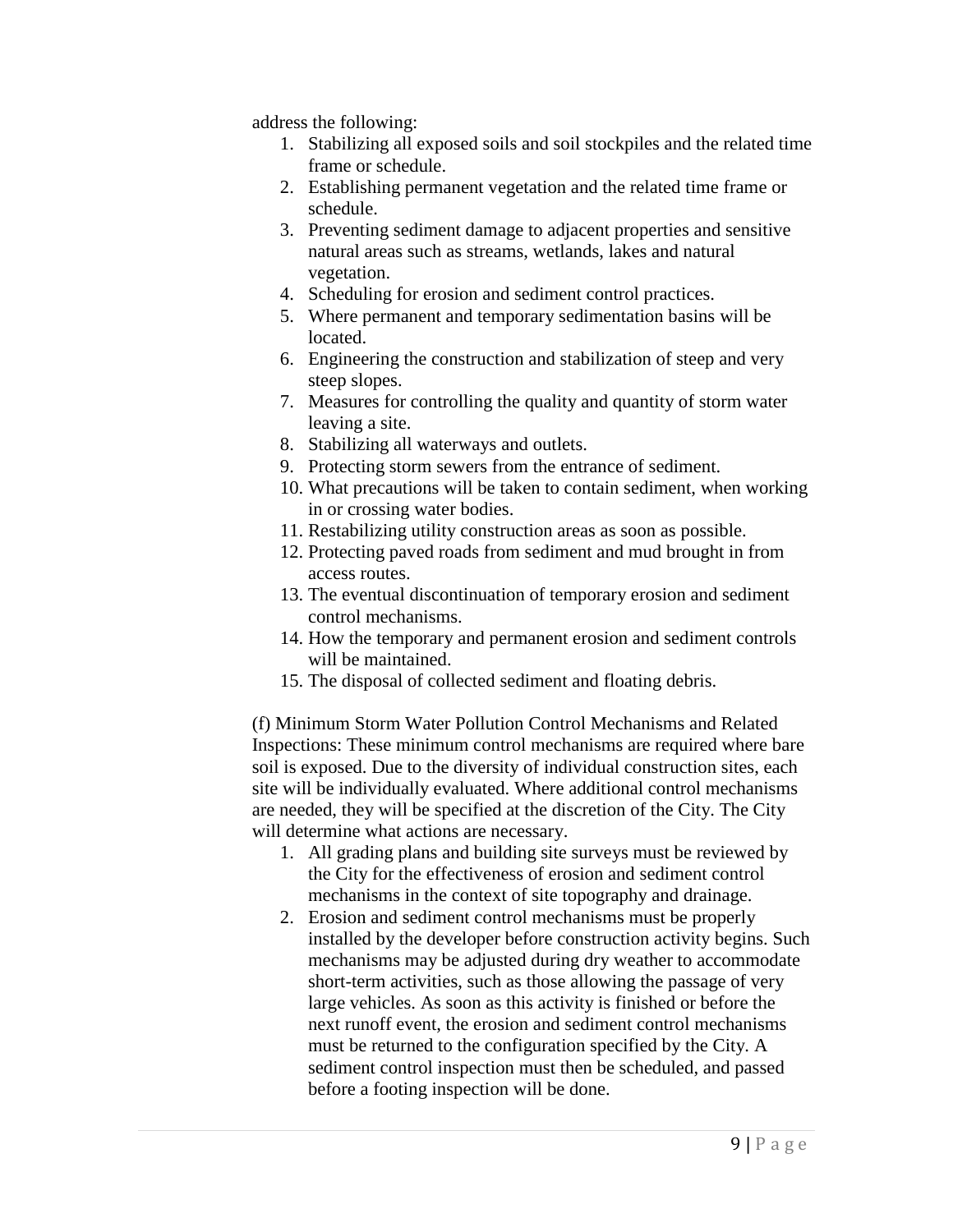address the following:

1. Stabilizing all exposed soils and soil stockpiles and the related time frame or schedule.
2. Establishing permanent vegetation and the related time frame or schedule.
3. Preventing sediment damage to adjacent properties and sensitive natural areas such as streams, wetlands, lakes and natural vegetation.
4. Scheduling for erosion and sediment control practices.
5. Where permanent and temporary sedimentation basins will be located.
6. Engineering the construction and stabilization of steep and very steep slopes.
7. Measures for controlling the quality and quantity of storm water leaving a site.
8. Stabilizing all waterways and outlets.
9. Protecting storm sewers from the entrance of sediment.
10. What precautions will be taken to contain sediment, when working in or crossing water bodies.
11. Restabilizing utility construction areas as soon as possible.
12. Protecting paved roads from sediment and mud brought in from access routes.
13. The eventual discontinuation of temporary erosion and sediment control mechanisms.
14. How the temporary and permanent erosion and sediment controls will be maintained.
15. The disposal of collected sediment and floating debris.

(f) Minimum Storm Water Pollution Control Mechanisms and Related Inspections: These minimum control mechanisms are required where bare soil is exposed. Due to the diversity of individual construction sites, each site will be individually evaluated. Where additional control mechanisms are needed, they will be specified at the discretion of the City. The City will determine what actions are necessary.

1. All grading plans and building site surveys must be reviewed by the City for the effectiveness of erosion and sediment control mechanisms in the context of site topography and drainage.
2. Erosion and sediment control mechanisms must be properly installed by the developer before construction activity begins. Such mechanisms may be adjusted during dry weather to accommodate short-term activities, such as those allowing the passage of very large vehicles. As soon as this activity is finished or before the next runoff event, the erosion and sediment control mechanisms must be returned to the configuration specified by the City. A sediment control inspection must then be scheduled, and passed before a footing inspection will be done.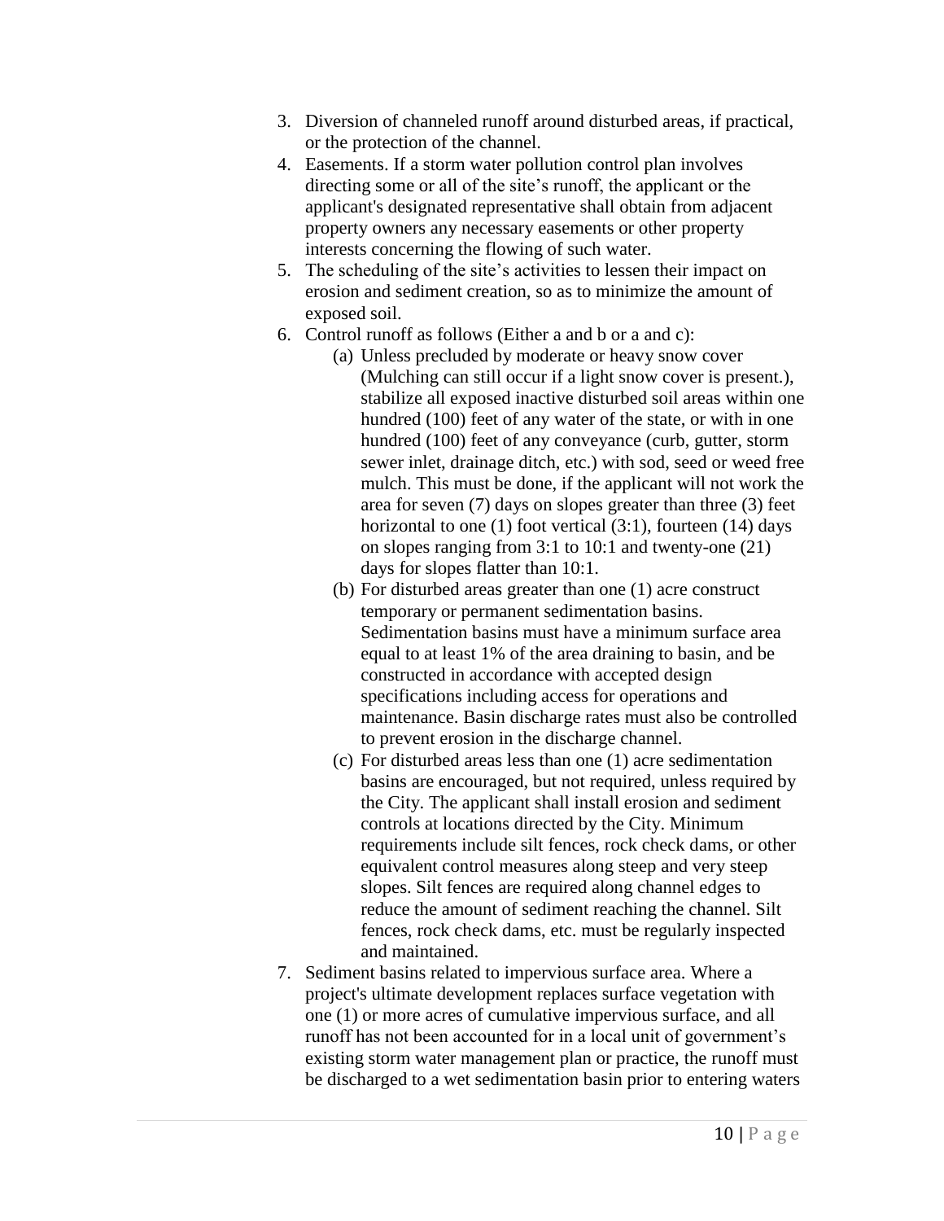3. Diversion of channeled runoff around disturbed areas, if practical, or the protection of the channel.
4. Easements. If a storm water pollution control plan involves directing some or all of the site's runoff, the applicant or the applicant's designated representative shall obtain from adjacent property owners any necessary easements or other property interests concerning the flowing of such water.
5. The scheduling of the site's activities to lessen their impact on erosion and sediment creation, so as to minimize the amount of exposed soil.
6. Control runoff as follows (Either a and b or a and c):
   (a) Unless precluded by moderate or heavy snow cover (Mulching can still occur if a light snow cover is present.), stabilize all exposed inactive disturbed soil areas within one hundred (100) feet of any water of the state, or with in one hundred (100) feet of any conveyance (curb, gutter, storm sewer inlet, drainage ditch, etc.) with sod, seed or weed free mulch. This must be done, if the applicant will not work the area for seven (7) days on slopes greater than three (3) feet horizontal to one (1) foot vertical (3:1), fourteen (14) days on slopes ranging from 3:1 to 10:1 and twenty-one (21) days for slopes flatter than 10:1.
   (b) For disturbed areas greater than one (1) acre construct temporary or permanent sedimentation basins. Sedimentation basins must have a minimum surface area equal to at least 1% of the area draining to basin, and be constructed in accordance with accepted design specifications including access for operations and maintenance. Basin discharge rates must also be controlled to prevent erosion in the discharge channel.
   (c) For disturbed areas less than one (1) acre sedimentation basins are encouraged, but not required, unless required by the City. The applicant shall install erosion and sediment controls at locations directed by the City. Minimum requirements include silt fences, rock check dams, or other equivalent control measures along steep and very steep slopes. Silt fences are required along channel edges to reduce the amount of sediment reaching the channel. Silt fences, rock check dams, etc. must be regularly inspected and maintained.
7. Sediment basins related to impervious surface area. Where a project's ultimate development replaces surface vegetation with one (1) or more acres of cumulative impervious surface, and all runoff has not been accounted for in a local unit of government's existing storm water management plan or practice, the runoff must be discharged to a wet sedimentation basin prior to entering waters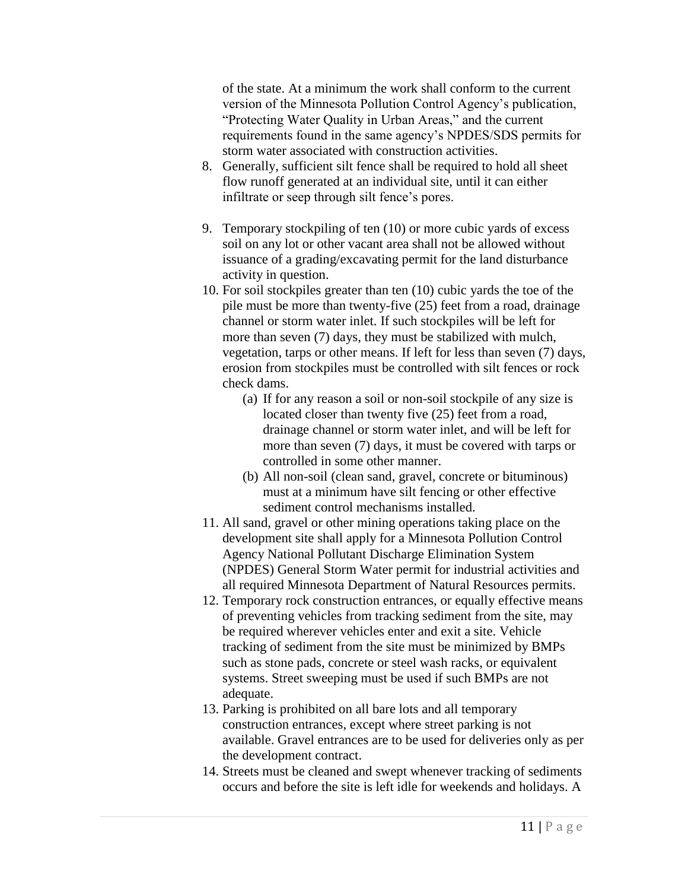of the state. At a minimum the work shall conform to the current version of the Minnesota Pollution Control Agency's publication, "Protecting Water Quality in Urban Areas," and the current requirements found in the same agency's NPDES/SDS permits for storm water associated with construction activities.

8. Generally, sufficient silt fence shall be required to hold all sheet flow runoff generated at an individual site, until it can either infiltrate or seep through silt fence's pores.

9. Temporary stockpiling of ten (10) or more cubic yards of excess soil on any lot or other vacant area shall not be allowed without issuance of a grading/excavating permit for the land disturbance activity in question.
10. For soil stockpiles greater than ten (10) cubic yards the toe of the pile must be more than twenty-five (25) feet from a road, drainage channel or storm water inlet. If such stockpiles will be left for more than seven (7) days, they must be stabilized with mulch, vegetation, tarps or other means. If left for less than seven (7) days, erosion from stockpiles must be controlled with silt fences or rock check dams.
    - (a) If for any reason a soil or non-soil stockpile of any size is located closer than twenty five (25) feet from a road, drainage channel or storm water inlet, and will be left for more than seven (7) days, it must be covered with tarps or controlled in some other manner.
    - (b) All non-soil (clean sand, gravel, concrete or bituminous) must at a minimum have silt fencing or other effective sediment control mechanisms installed.
11. All sand, gravel or other mining operations taking place on the development site shall apply for a Minnesota Pollution Control Agency National Pollutant Discharge Elimination System (NPDES) General Storm Water permit for industrial activities and all required Minnesota Department of Natural Resources permits.
12. Temporary rock construction entrances, or equally effective means of preventing vehicles from tracking sediment from the site, may be required wherever vehicles enter and exit a site. Vehicle tracking of sediment from the site must be minimized by BMPs such as stone pads, concrete or steel wash racks, or equivalent systems. Street sweeping must be used if such BMPs are not adequate.
13. Parking is prohibited on all bare lots and all temporary construction entrances, except where street parking is not available. Gravel entrances are to be used for deliveries only as per the development contract.
14. Streets must be cleaned and swept whenever tracking of sediments occurs and before the site is left idle for weekends and holidays. A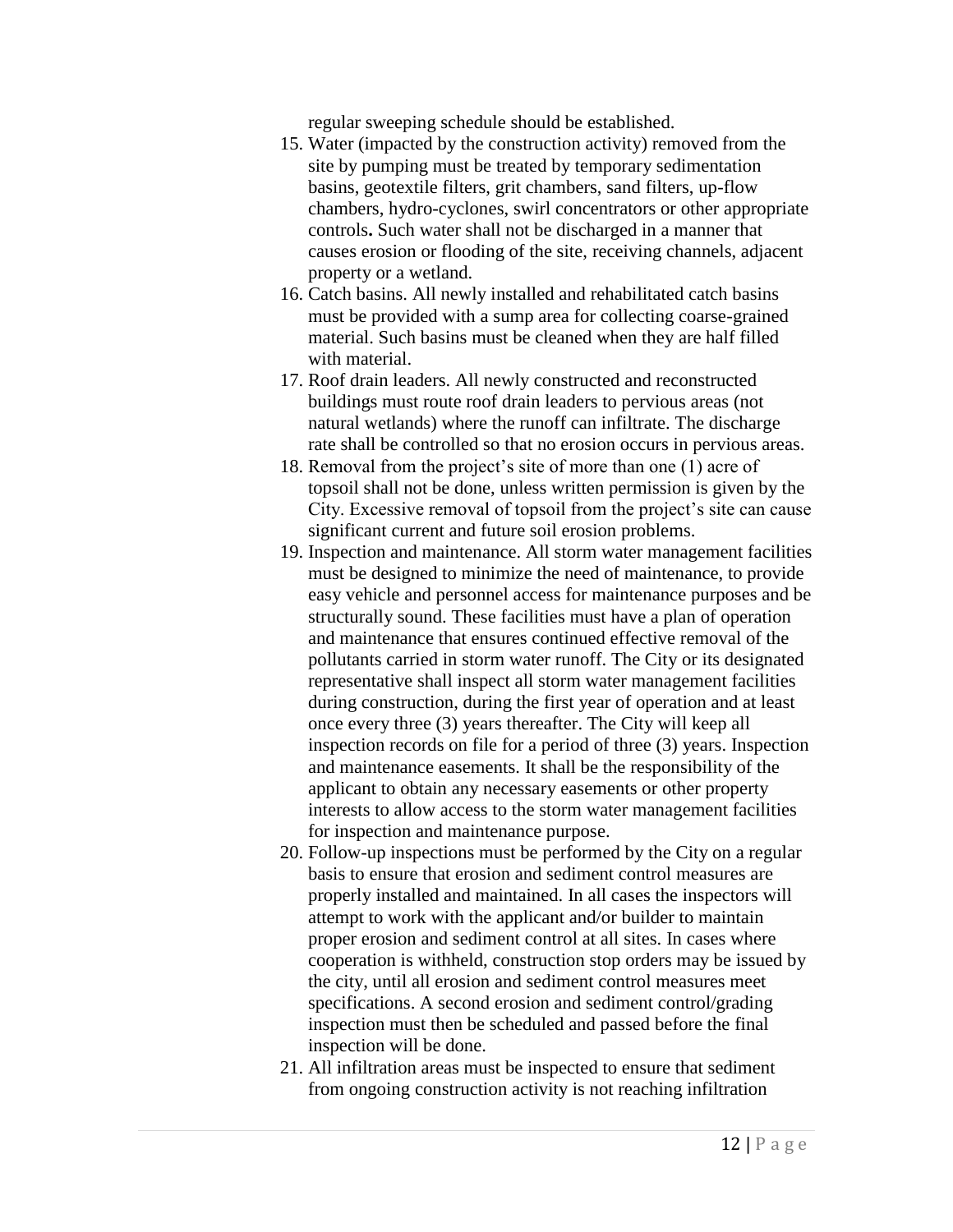regular sweeping schedule should be established.

15. Water (impacted by the construction activity) removed from the site by pumping must be treated by temporary sedimentation basins, geotextile filters, grit chambers, sand filters, up-flow chambers, hydro-cyclones, swirl concentrators or other appropriate controls**.** Such water shall not be discharged in a manner that causes erosion or flooding of the site, receiving channels, adjacent property or a wetland.
16. Catch basins. All newly installed and rehabilitated catch basins must be provided with a sump area for collecting coarse-grained material. Such basins must be cleaned when they are half filled with material.
17. Roof drain leaders. All newly constructed and reconstructed buildings must route roof drain leaders to pervious areas (not natural wetlands) where the runoff can infiltrate. The discharge rate shall be controlled so that no erosion occurs in pervious areas.
18. Removal from the project's site of more than one (1) acre of topsoil shall not be done, unless written permission is given by the City. Excessive removal of topsoil from the project's site can cause significant current and future soil erosion problems.
19. Inspection and maintenance. All storm water management facilities must be designed to minimize the need of maintenance, to provide easy vehicle and personnel access for maintenance purposes and be structurally sound. These facilities must have a plan of operation and maintenance that ensures continued effective removal of the pollutants carried in storm water runoff. The City or its designated representative shall inspect all storm water management facilities during construction, during the first year of operation and at least once every three (3) years thereafter. The City will keep all inspection records on file for a period of three (3) years. Inspection and maintenance easements. It shall be the responsibility of the applicant to obtain any necessary easements or other property interests to allow access to the storm water management facilities for inspection and maintenance purpose.
20. Follow-up inspections must be performed by the City on a regular basis to ensure that erosion and sediment control measures are properly installed and maintained. In all cases the inspectors will attempt to work with the applicant and/or builder to maintain proper erosion and sediment control at all sites. In cases where cooperation is withheld, construction stop orders may be issued by the city, until all erosion and sediment control measures meet specifications. A second erosion and sediment control/grading inspection must then be scheduled and passed before the final inspection will be done.
21. All infiltration areas must be inspected to ensure that sediment from ongoing construction activity is not reaching infiltration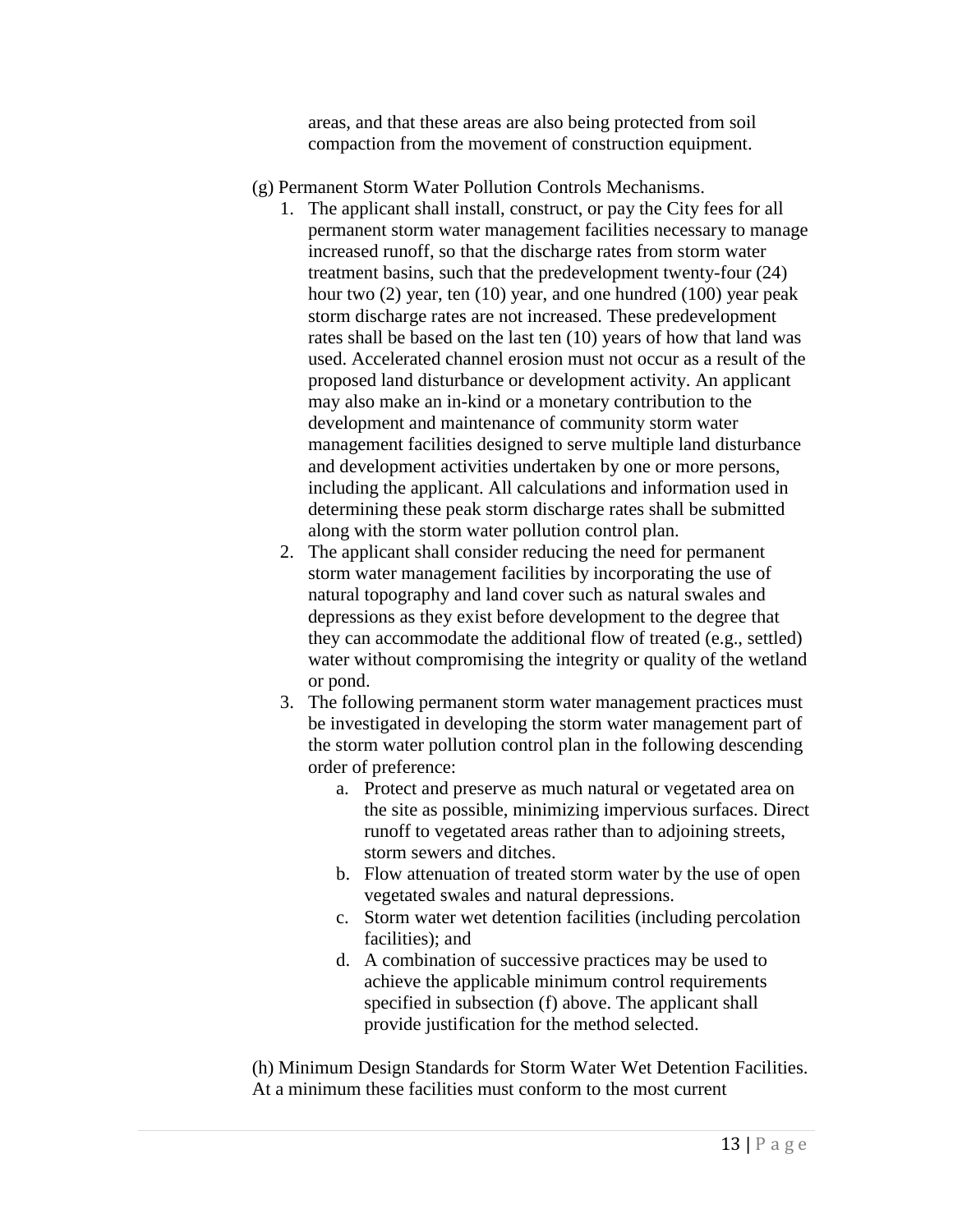areas, and that these areas are also being protected from soil compaction from the movement of construction equipment.

(g) Permanent Storm Water Pollution Controls Mechanisms.

1. The applicant shall install, construct, or pay the City fees for all permanent storm water management facilities necessary to manage increased runoff, so that the discharge rates from storm water treatment basins, such that the predevelopment twenty-four (24) hour two (2) year, ten (10) year, and one hundred (100) year peak storm discharge rates are not increased. These predevelopment rates shall be based on the last ten (10) years of how that land was used. Accelerated channel erosion must not occur as a result of the proposed land disturbance or development activity. An applicant may also make an in-kind or a monetary contribution to the development and maintenance of community storm water management facilities designed to serve multiple land disturbance and development activities undertaken by one or more persons, including the applicant. All calculations and information used in determining these peak storm discharge rates shall be submitted along with the storm water pollution control plan.
2. The applicant shall consider reducing the need for permanent storm water management facilities by incorporating the use of natural topography and land cover such as natural swales and depressions as they exist before development to the degree that they can accommodate the additional flow of treated (e.g., settled) water without compromising the integrity or quality of the wetland or pond.
3. The following permanent storm water management practices must be investigated in developing the storm water management part of the storm water pollution control plan in the following descending order of preference:
    a. Protect and preserve as much natural or vegetated area on the site as possible, minimizing impervious surfaces. Direct runoff to vegetated areas rather than to adjoining streets, storm sewers and ditches.
    b. Flow attenuation of treated storm water by the use of open vegetated swales and natural depressions.
    c. Storm water wet detention facilities (including percolation facilities); and
    d. A combination of successive practices may be used to achieve the applicable minimum control requirements specified in subsection (f) above. The applicant shall provide justification for the method selected.

(h) Minimum Design Standards for Storm Water Wet Detention Facilities. At a minimum these facilities must conform to the most current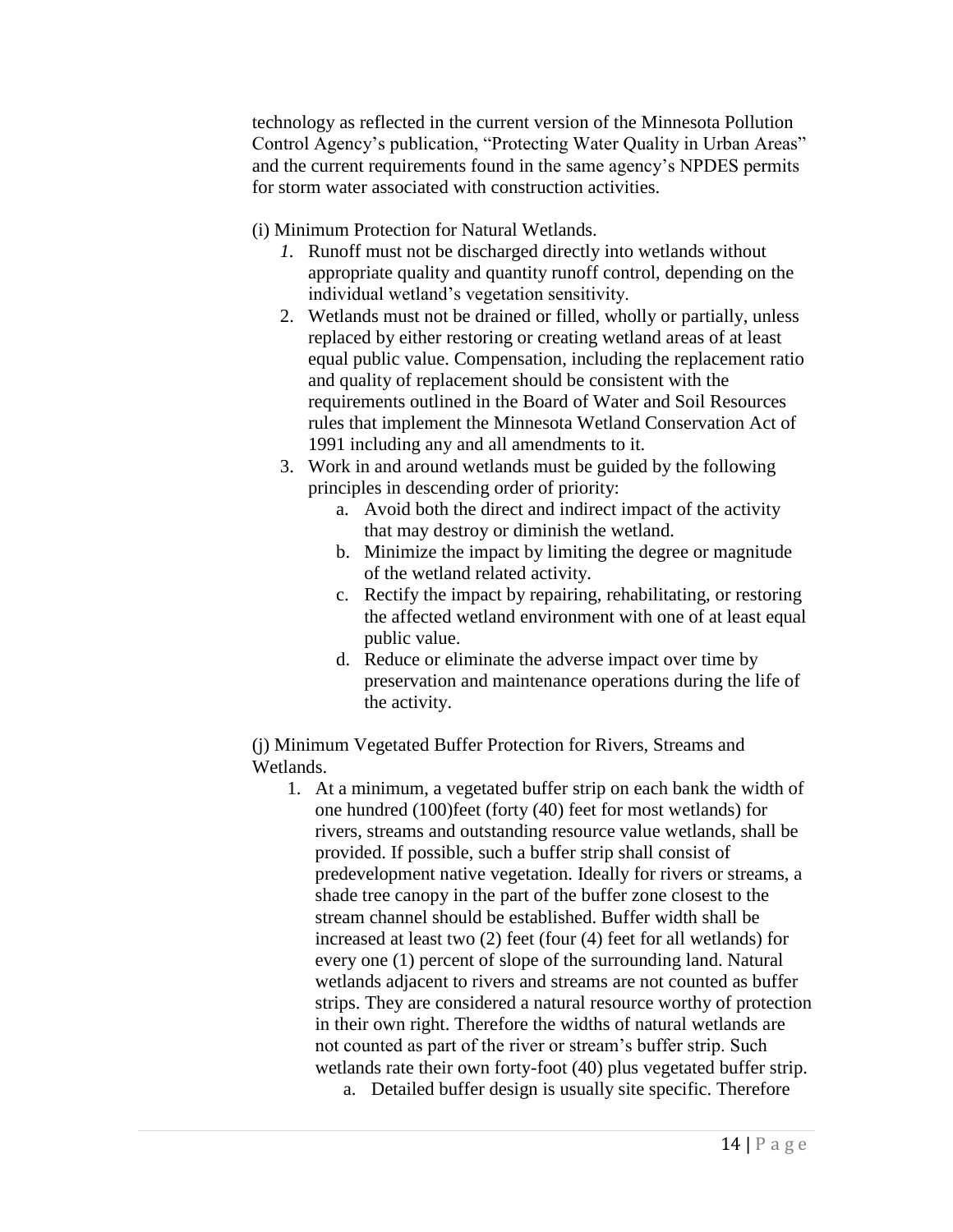technology as reflected in the current version of the Minnesota Pollution Control Agency's publication, "Protecting Water Quality in Urban Areas" and the current requirements found in the same agency's NPDES permits for storm water associated with construction activities.

(i) Minimum Protection for Natural Wetlands.

1. Runoff must not be discharged directly into wetlands without appropriate quality and quantity runoff control, depending on the individual wetland's vegetation sensitivity.
2. Wetlands must not be drained or filled, wholly or partially, unless replaced by either restoring or creating wetland areas of at least equal public value. Compensation, including the replacement ratio and quality of replacement should be consistent with the requirements outlined in the Board of Water and Soil Resources rules that implement the Minnesota Wetland Conservation Act of 1991 including any and all amendments to it.
3. Work in and around wetlands must be guided by the following principles in descending order of priority:
    a. Avoid both the direct and indirect impact of the activity that may destroy or diminish the wetland.
    b. Minimize the impact by limiting the degree or magnitude of the wetland related activity.
    c. Rectify the impact by repairing, rehabilitating, or restoring the affected wetland environment with one of at least equal public value.
    d. Reduce or eliminate the adverse impact over time by preservation and maintenance operations during the life of the activity.

(j) Minimum Vegetated Buffer Protection for Rivers, Streams and Wetlands.

1. At a minimum, a vegetated buffer strip on each bank the width of one hundred (100)feet (forty (40) feet for most wetlands) for rivers, streams and outstanding resource value wetlands, shall be provided. If possible, such a buffer strip shall consist of predevelopment native vegetation. Ideally for rivers or streams, a shade tree canopy in the part of the buffer zone closest to the stream channel should be established. Buffer width shall be increased at least two (2) feet (four (4) feet for all wetlands) for every one (1) percent of slope of the surrounding land. Natural wetlands adjacent to rivers and streams are not counted as buffer strips. They are considered a natural resource worthy of protection in their own right. Therefore the widths of natural wetlands are not counted as part of the river or stream's buffer strip. Such wetlands rate their own forty-foot (40) plus vegetated buffer strip.
    a. Detailed buffer design is usually site specific. Therefore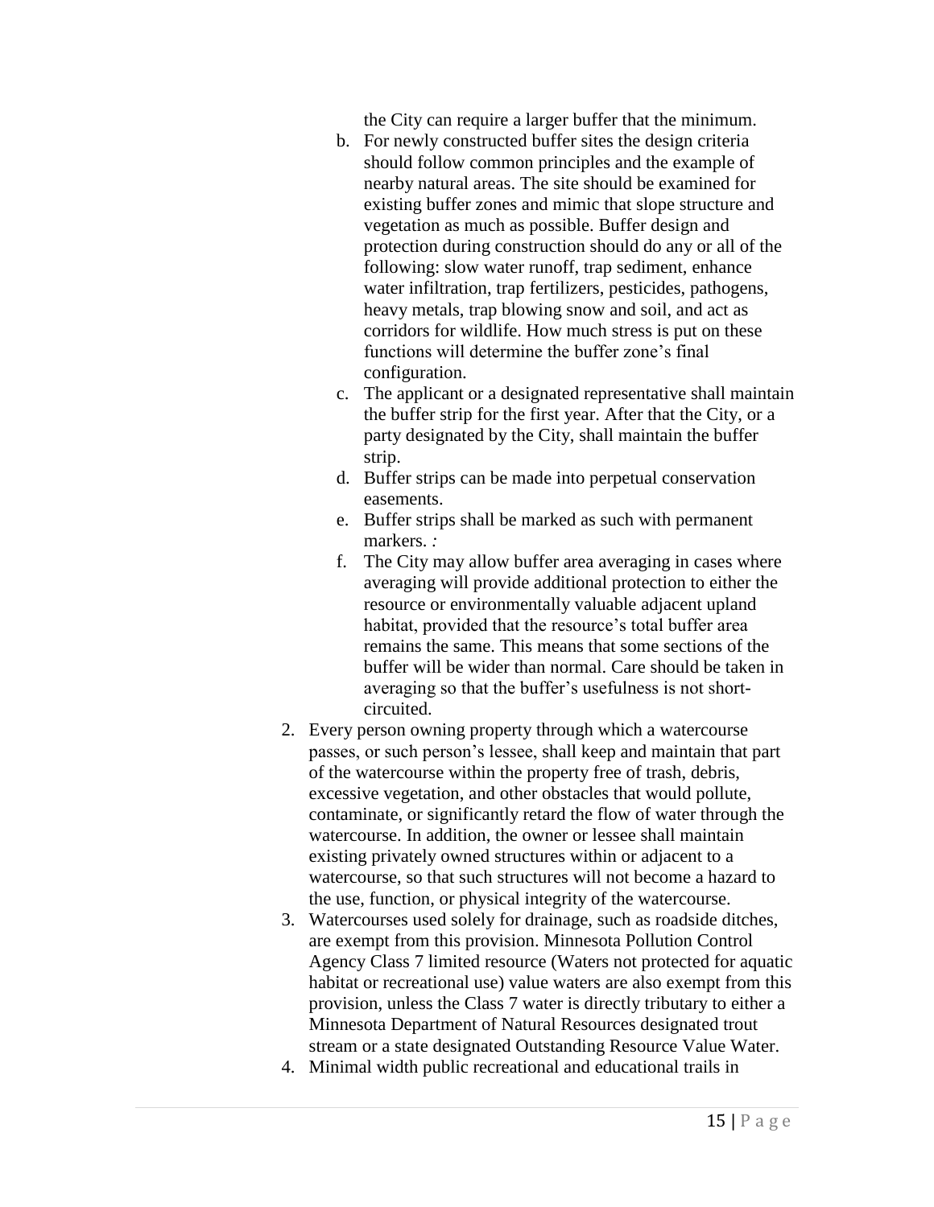the City can require a larger buffer that the minimum.

b. For newly constructed buffer sites the design criteria should follow common principles and the example of nearby natural areas. The site should be examined for existing buffer zones and mimic that slope structure and vegetation as much as possible. Buffer design and protection during construction should do any or all of the following: slow water runoff, trap sediment, enhance water infiltration, trap fertilizers, pesticides, pathogens, heavy metals, trap blowing snow and soil, and act as corridors for wildlife. How much stress is put on these functions will determine the buffer zone's final configuration.
c. The applicant or a designated representative shall maintain the buffer strip for the first year. After that the City, or a party designated by the City, shall maintain the buffer strip.
d. Buffer strips can be made into perpetual conservation easements.
e. Buffer strips shall be marked as such with permanent markers. *:*
f. The City may allow buffer area averaging in cases where averaging will provide additional protection to either the resource or environmentally valuable adjacent upland habitat, provided that the resource's total buffer area remains the same. This means that some sections of the buffer will be wider than normal. Care should be taken in averaging so that the buffer's usefulness is not short-circuited.

2. Every person owning property through which a watercourse passes, or such person's lessee, shall keep and maintain that part of the watercourse within the property free of trash, debris, excessive vegetation, and other obstacles that would pollute, contaminate, or significantly retard the flow of water through the watercourse. In addition, the owner or lessee shall maintain existing privately owned structures within or adjacent to a watercourse, so that such structures will not become a hazard to the use, function, or physical integrity of the watercourse.
3. Watercourses used solely for drainage, such as roadside ditches, are exempt from this provision. Minnesota Pollution Control Agency Class 7 limited resource (Waters not protected for aquatic habitat or recreational use) value waters are also exempt from this provision, unless the Class 7 water is directly tributary to either a Minnesota Department of Natural Resources designated trout stream or a state designated Outstanding Resource Value Water.
4. Minimal width public recreational and educational trails in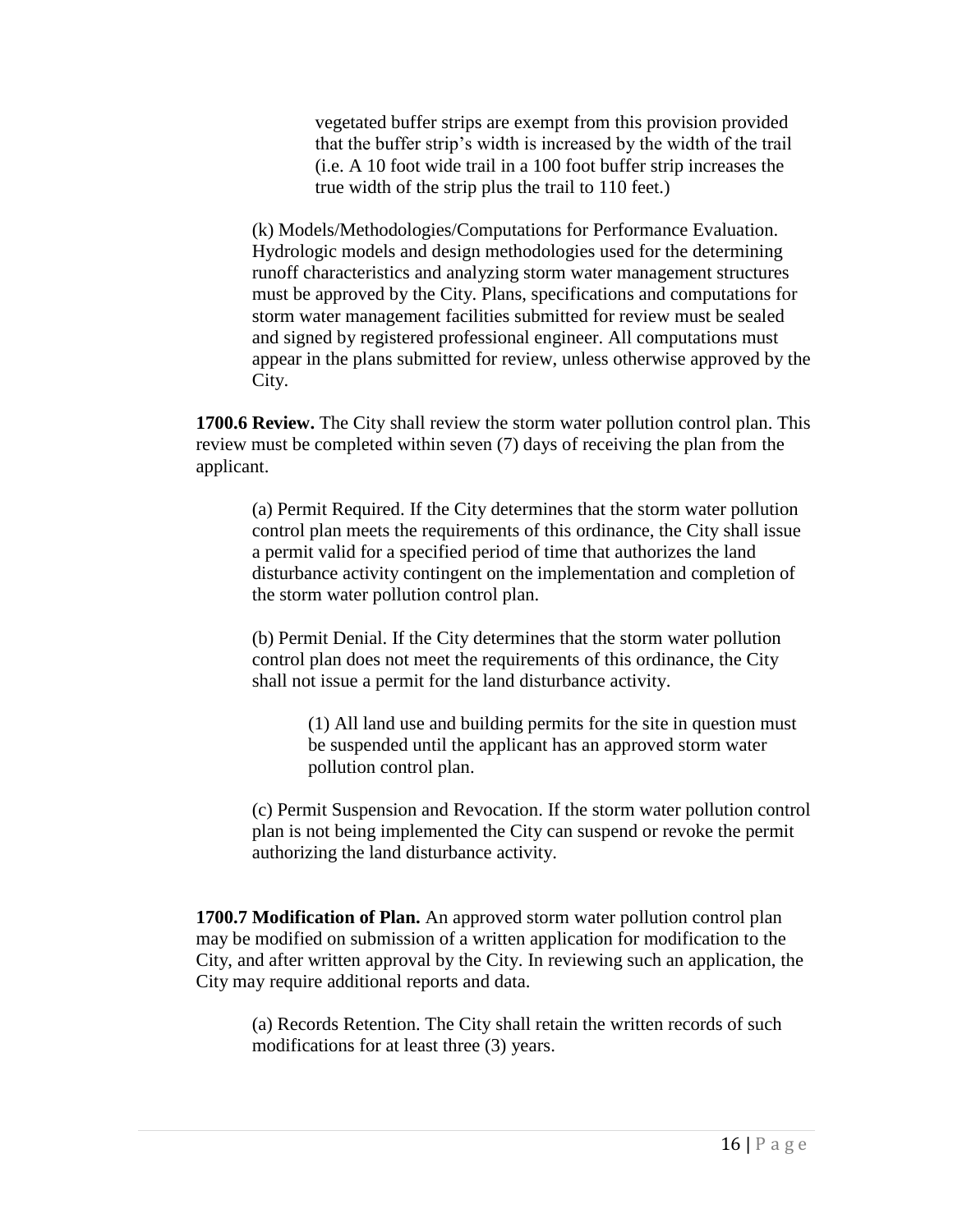vegetated buffer strips are exempt from this provision provided that the buffer strip's width is increased by the width of the trail (i.e. A 10 foot wide trail in a 100 foot buffer strip increases the true width of the strip plus the trail to 110 feet.)

(k) Models/Methodologies/Computations for Performance Evaluation. Hydrologic models and design methodologies used for the determining runoff characteristics and analyzing storm water management structures must be approved by the City. Plans, specifications and computations for storm water management facilities submitted for review must be sealed and signed by registered professional engineer. All computations must appear in the plans submitted for review, unless otherwise approved by the City.

**1700.6 Review.** The City shall review the storm water pollution control plan. This review must be completed within seven (7) days of receiving the plan from the applicant.

(a) Permit Required. If the City determines that the storm water pollution control plan meets the requirements of this ordinance, the City shall issue a permit valid for a specified period of time that authorizes the land disturbance activity contingent on the implementation and completion of the storm water pollution control plan.

(b) Permit Denial. If the City determines that the storm water pollution control plan does not meet the requirements of this ordinance, the City shall not issue a permit for the land disturbance activity.

(1) All land use and building permits for the site in question must be suspended until the applicant has an approved storm water pollution control plan.

(c) Permit Suspension and Revocation. If the storm water pollution control plan is not being implemented the City can suspend or revoke the permit authorizing the land disturbance activity.

**1700.7 Modification of Plan.** An approved storm water pollution control plan may be modified on submission of a written application for modification to the City, and after written approval by the City. In reviewing such an application, the City may require additional reports and data.

(a) Records Retention. The City shall retain the written records of such modifications for at least three (3) years.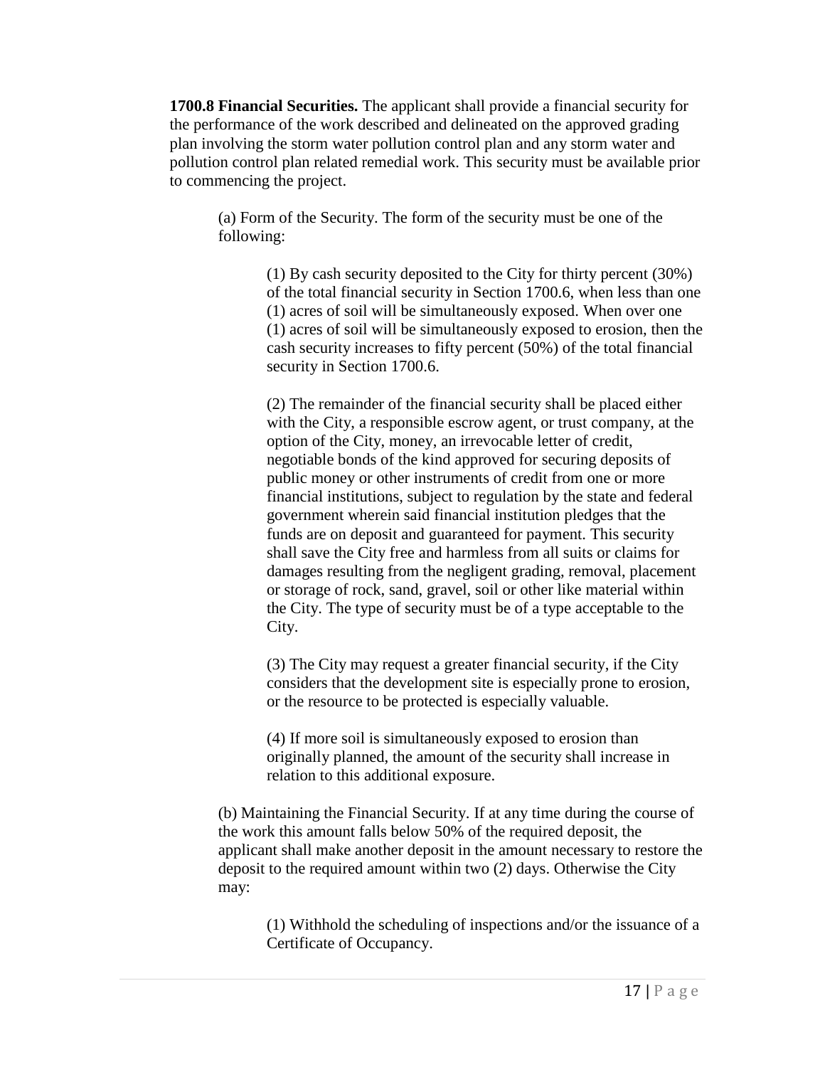**1700.8 Financial Securities.** The applicant shall provide a financial security for the performance of the work described and delineated on the approved grading plan involving the storm water pollution control plan and any storm water and pollution control plan related remedial work. This security must be available prior to commencing the project.

(a) Form of the Security. The form of the security must be one of the following:

(1) By cash security deposited to the City for thirty percent (30%) of the total financial security in Section 1700.6, when less than one (1) acres of soil will be simultaneously exposed. When over one (1) acres of soil will be simultaneously exposed to erosion, then the cash security increases to fifty percent (50%) of the total financial security in Section 1700.6.

(2) The remainder of the financial security shall be placed either with the City, a responsible escrow agent, or trust company, at the option of the City, money, an irrevocable letter of credit, negotiable bonds of the kind approved for securing deposits of public money or other instruments of credit from one or more financial institutions, subject to regulation by the state and federal government wherein said financial institution pledges that the funds are on deposit and guaranteed for payment. This security shall save the City free and harmless from all suits or claims for damages resulting from the negligent grading, removal, placement or storage of rock, sand, gravel, soil or other like material within the City. The type of security must be of a type acceptable to the City.

(3) The City may request a greater financial security, if the City considers that the development site is especially prone to erosion, or the resource to be protected is especially valuable.

(4) If more soil is simultaneously exposed to erosion than originally planned, the amount of the security shall increase in relation to this additional exposure.

(b) Maintaining the Financial Security. If at any time during the course of the work this amount falls below 50% of the required deposit, the applicant shall make another deposit in the amount necessary to restore the deposit to the required amount within two (2) days. Otherwise the City may:

(1) Withhold the scheduling of inspections and/or the issuance of a Certificate of Occupancy.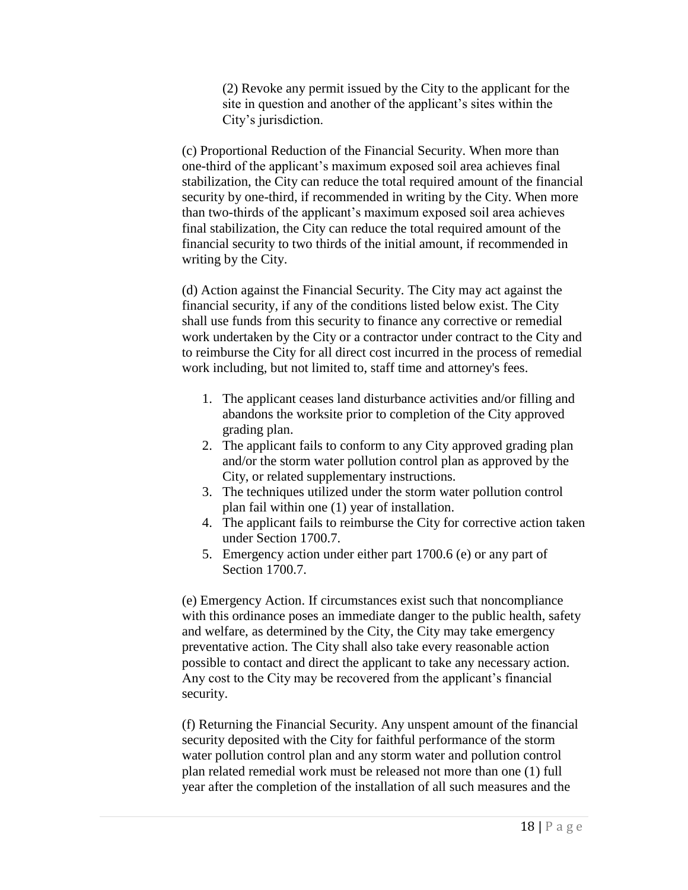(2) Revoke any permit issued by the City to the applicant for the site in question and another of the applicant's sites within the City's jurisdiction.

(c) Proportional Reduction of the Financial Security. When more than one-third of the applicant's maximum exposed soil area achieves final stabilization, the City can reduce the total required amount of the financial security by one-third, if recommended in writing by the City. When more than two-thirds of the applicant's maximum exposed soil area achieves final stabilization, the City can reduce the total required amount of the financial security to two thirds of the initial amount, if recommended in writing by the City.

(d) Action against the Financial Security. The City may act against the financial security, if any of the conditions listed below exist. The City shall use funds from this security to finance any corrective or remedial work undertaken by the City or a contractor under contract to the City and to reimburse the City for all direct cost incurred in the process of remedial work including, but not limited to, staff time and attorney's fees.

1. The applicant ceases land disturbance activities and/or filling and abandons the worksite prior to completion of the City approved grading plan.
2. The applicant fails to conform to any City approved grading plan and/or the storm water pollution control plan as approved by the City, or related supplementary instructions.
3. The techniques utilized under the storm water pollution control plan fail within one (1) year of installation.
4. The applicant fails to reimburse the City for corrective action taken under Section 1700.7.
5. Emergency action under either part 1700.6 (e) or any part of Section 1700.7.

(e) Emergency Action. If circumstances exist such that noncompliance with this ordinance poses an immediate danger to the public health, safety and welfare, as determined by the City, the City may take emergency preventative action. The City shall also take every reasonable action possible to contact and direct the applicant to take any necessary action. Any cost to the City may be recovered from the applicant's financial security.

(f) Returning the Financial Security. Any unspent amount of the financial security deposited with the City for faithful performance of the storm water pollution control plan and any storm water and pollution control plan related remedial work must be released not more than one (1) full year after the completion of the installation of all such measures and the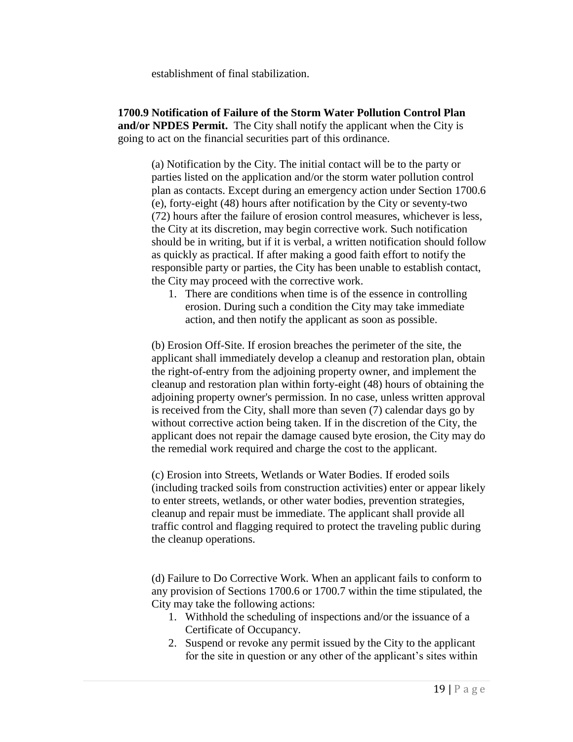establishment of final stabilization.

**1700.9 Notification of Failure of the Storm Water Pollution Control Plan and/or NPDES Permit.** The City shall notify the applicant when the City is going to act on the financial securities part of this ordinance.

(a) Notification by the City. The initial contact will be to the party or parties listed on the application and/or the storm water pollution control plan as contacts. Except during an emergency action under Section 1700.6 (e), forty-eight (48) hours after notification by the City or seventy-two (72) hours after the failure of erosion control measures, whichever is less, the City at its discretion, may begin corrective work. Such notification should be in writing, but if it is verbal, a written notification should follow as quickly as practical. If after making a good faith effort to notify the responsible party or parties, the City has been unable to establish contact, the City may proceed with the corrective work.

1. There are conditions when time is of the essence in controlling erosion. During such a condition the City may take immediate action, and then notify the applicant as soon as possible.

(b) Erosion Off-Site. If erosion breaches the perimeter of the site, the applicant shall immediately develop a cleanup and restoration plan, obtain the right-of-entry from the adjoining property owner, and implement the cleanup and restoration plan within forty-eight (48) hours of obtaining the adjoining property owner's permission. In no case, unless written approval is received from the City, shall more than seven (7) calendar days go by without corrective action being taken. If in the discretion of the City, the applicant does not repair the damage caused byte erosion, the City may do the remedial work required and charge the cost to the applicant.

(c) Erosion into Streets, Wetlands or Water Bodies. If eroded soils (including tracked soils from construction activities) enter or appear likely to enter streets, wetlands, or other water bodies, prevention strategies, cleanup and repair must be immediate. The applicant shall provide all traffic control and flagging required to protect the traveling public during the cleanup operations.

(d) Failure to Do Corrective Work. When an applicant fails to conform to any provision of Sections 1700.6 or 1700.7 within the time stipulated, the City may take the following actions:

1. Withhold the scheduling of inspections and/or the issuance of a Certificate of Occupancy.
2. Suspend or revoke any permit issued by the City to the applicant for the site in question or any other of the applicant's sites within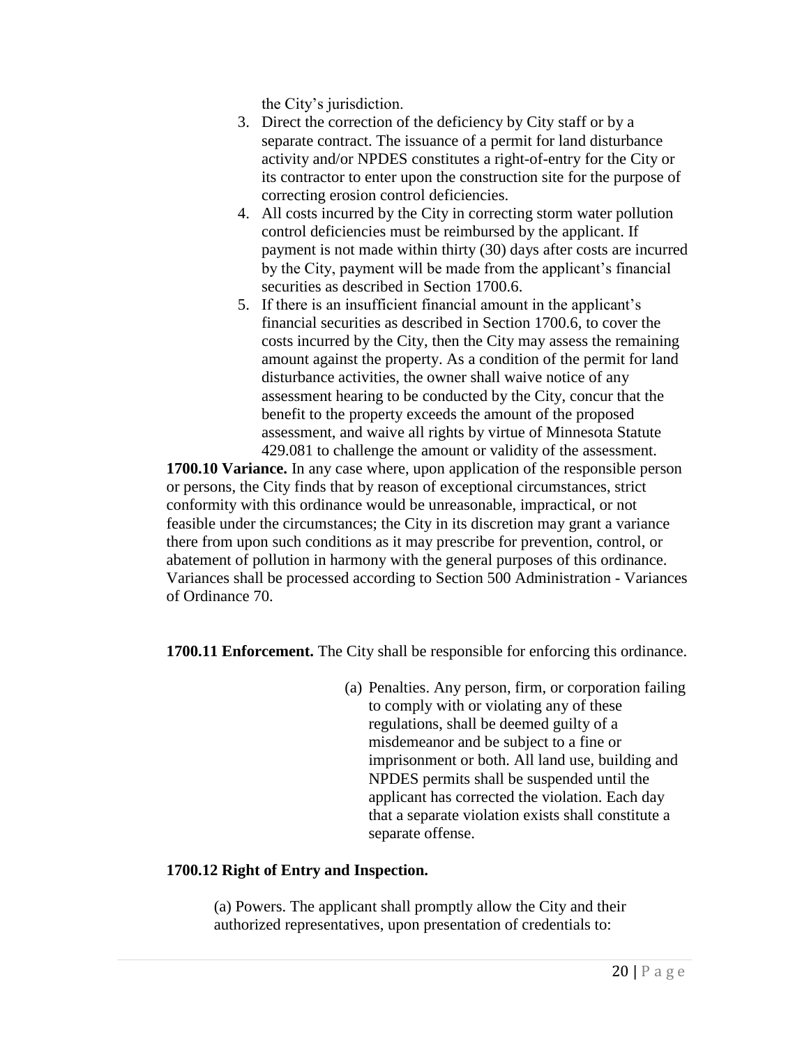the City's jurisdiction.

3. Direct the correction of the deficiency by City staff or by a separate contract. The issuance of a permit for land disturbance activity and/or NPDES constitutes a right-of-entry for the City or its contractor to enter upon the construction site for the purpose of correcting erosion control deficiencies.
4. All costs incurred by the City in correcting storm water pollution control deficiencies must be reimbursed by the applicant. If payment is not made within thirty (30) days after costs are incurred by the City, payment will be made from the applicant's financial securities as described in Section 1700.6.
5. If there is an insufficient financial amount in the applicant's financial securities as described in Section 1700.6, to cover the costs incurred by the City, then the City may assess the remaining amount against the property. As a condition of the permit for land disturbance activities, the owner shall waive notice of any assessment hearing to be conducted by the City, concur that the benefit to the property exceeds the amount of the proposed assessment, and waive all rights by virtue of Minnesota Statute 429.081 to challenge the amount or validity of the assessment.

**1700.10 Variance.** In any case where, upon application of the responsible person or persons, the City finds that by reason of exceptional circumstances, strict conformity with this ordinance would be unreasonable, impractical, or not feasible under the circumstances; the City in its discretion may grant a variance there from upon such conditions as it may prescribe for prevention, control, or abatement of pollution in harmony with the general purposes of this ordinance. Variances shall be processed according to Section 500 Administration - Variances of Ordinance 70.

**1700.11 Enforcement.** The City shall be responsible for enforcing this ordinance.

(a) Penalties. Any person, firm, or corporation failing to comply with or violating any of these regulations, shall be deemed guilty of a misdemeanor and be subject to a fine or imprisonment or both. All land use, building and NPDES permits shall be suspended until the applicant has corrected the violation. Each day that a separate violation exists shall constitute a separate offense.

**1700.12 Right of Entry and Inspection.**

(a) Powers. The applicant shall promptly allow the City and their authorized representatives, upon presentation of credentials to: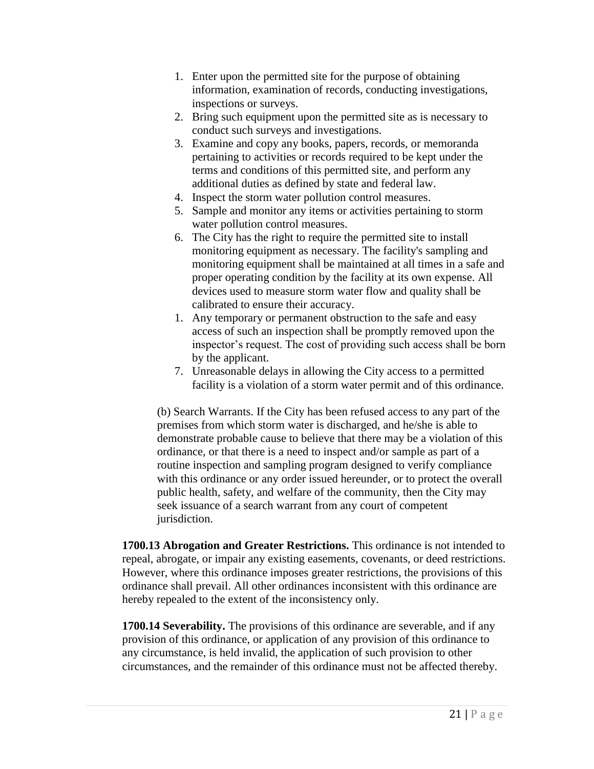1. Enter upon the permitted site for the purpose of obtaining information, examination of records, conducting investigations, inspections or surveys.
2. Bring such equipment upon the permitted site as is necessary to conduct such surveys and investigations.
3. Examine and copy any books, papers, records, or memoranda pertaining to activities or records required to be kept under the terms and conditions of this permitted site, and perform any additional duties as defined by state and federal law.
4. Inspect the storm water pollution control measures.
5. Sample and monitor any items or activities pertaining to storm water pollution control measures.
6. The City has the right to require the permitted site to install monitoring equipment as necessary. The facility's sampling and monitoring equipment shall be maintained at all times in a safe and proper operating condition by the facility at its own expense. All devices used to measure storm water flow and quality shall be calibrated to ensure their accuracy.
1. Any temporary or permanent obstruction to the safe and easy access of such an inspection shall be promptly removed upon the inspector's request. The cost of providing such access shall be born by the applicant.
7. Unreasonable delays in allowing the City access to a permitted facility is a violation of a storm water permit and of this ordinance.

(b) Search Warrants. If the City has been refused access to any part of the premises from which storm water is discharged, and he/she is able to demonstrate probable cause to believe that there may be a violation of this ordinance, or that there is a need to inspect and/or sample as part of a routine inspection and sampling program designed to verify compliance with this ordinance or any order issued hereunder, or to protect the overall public health, safety, and welfare of the community, then the City may seek issuance of a search warrant from any court of competent jurisdiction.

**1700.13 Abrogation and Greater Restrictions.** This ordinance is not intended to repeal, abrogate, or impair any existing easements, covenants, or deed restrictions. However, where this ordinance imposes greater restrictions, the provisions of this ordinance shall prevail. All other ordinances inconsistent with this ordinance are hereby repealed to the extent of the inconsistency only.

**1700.14 Severability.** The provisions of this ordinance are severable, and if any provision of this ordinance, or application of any provision of this ordinance to any circumstance, is held invalid, the application of such provision to other circumstances, and the remainder of this ordinance must not be affected thereby.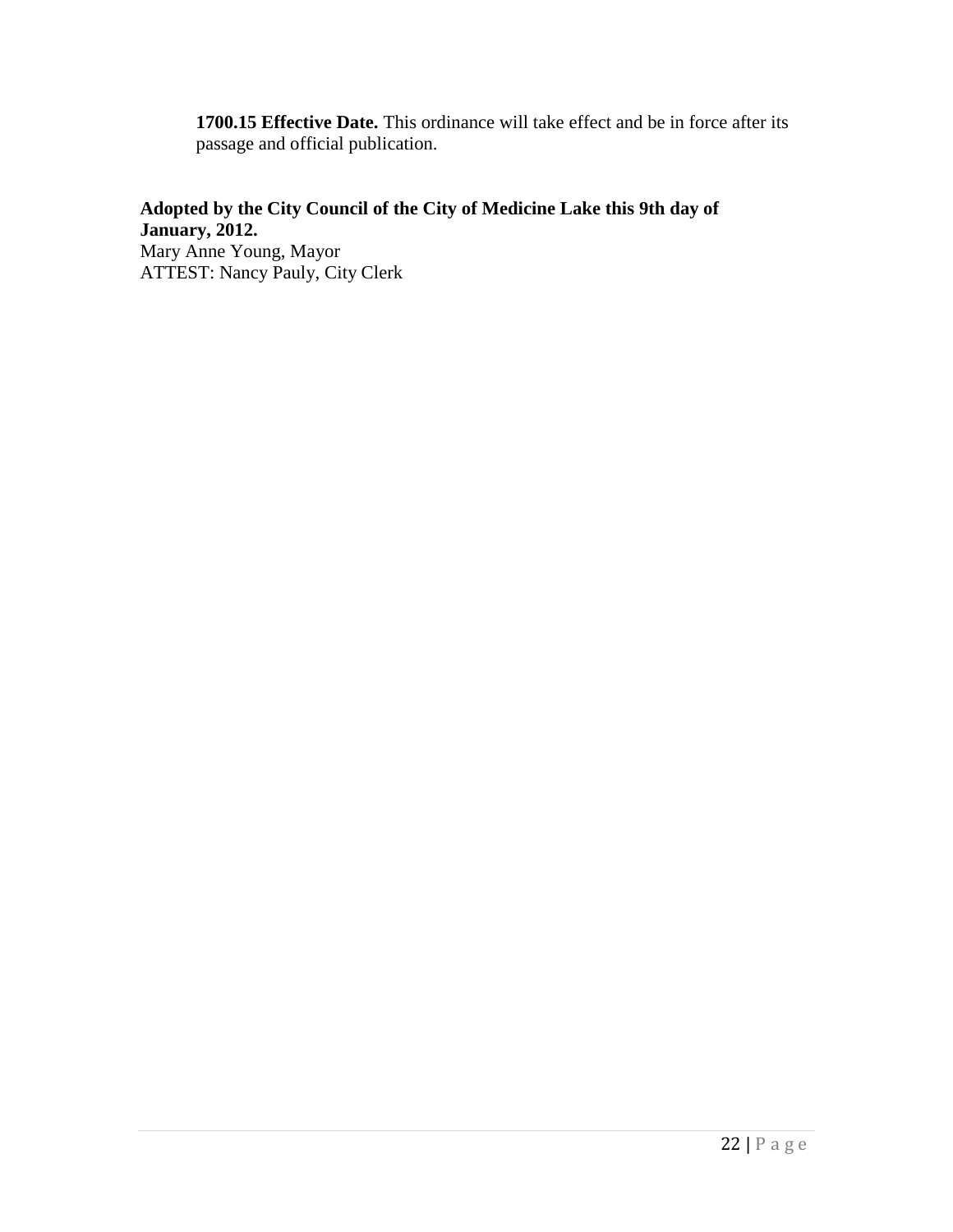**1700.15 Effective Date.** This ordinance will take effect and be in force after its passage and official publication.

**Adopted by the City Council of the City of Medicine Lake this 9th day of January, 2012.**
Mary Anne Young, Mayor
ATTEST: Nancy Pauly, City Clerk